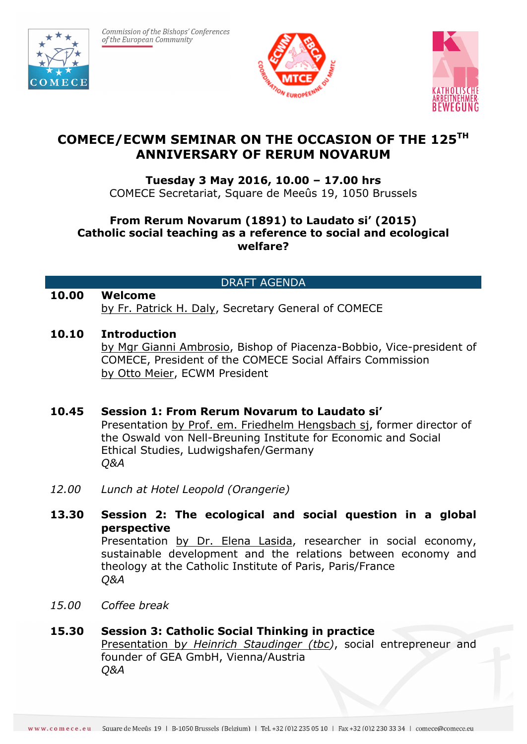Commission of the Bishops' Conferences of the European Community

# COMECE/ECWM SEMINAR ON THE OCCASION OF THE 125TH ANNIVERSARY OF RERUM NOVARUM

**Tuesday 3 May 2016, 10.00 – 17.00 hrs**
COMECE Secretariat, Square de Meeûs 19, 1050 Brussels

**From Rerum Novarum (1891) to Laudato si' (2015)**
**Catholic social teaching as a reference to social and ecological welfare?**

## DRAFT AGENDA

**10.00 Welcome**
by Fr. Patrick H. Daly, Secretary General of COMECE

**10.10 Introduction**
by Mgr Gianni Ambrosio, Bishop of Piacenza-Bobbio, Vice-president of COMECE, President of the COMECE Social Affairs Commission
by Otto Meier, ECWM President

**10.45 Session 1: From Rerum Novarum to Laudato si'**
Presentation by Prof. em. Friedhelm Hengsbach sj, former director of the Oswald von Nell-Breuning Institute for Economic and Social Ethical Studies, Ludwigshafen/Germany
*Q&A*

*12.00 Lunch at Hotel Leopold (Orangerie)*

**13.30 Session 2: The ecological and social question in a global perspective**
Presentation by Dr. Elena Lasida, researcher in social economy, sustainable development and the relations between economy and theology at the Catholic Institute of Paris, Paris/France
*Q&A*

*15.00 Coffee break*

**15.30 Session 3: Catholic Social Thinking in practice**
Presentation by *Heinrich Staudinger (tbc)*, social entrepreneur and founder of GEA GmbH, Vienna/Austria
*Q&A*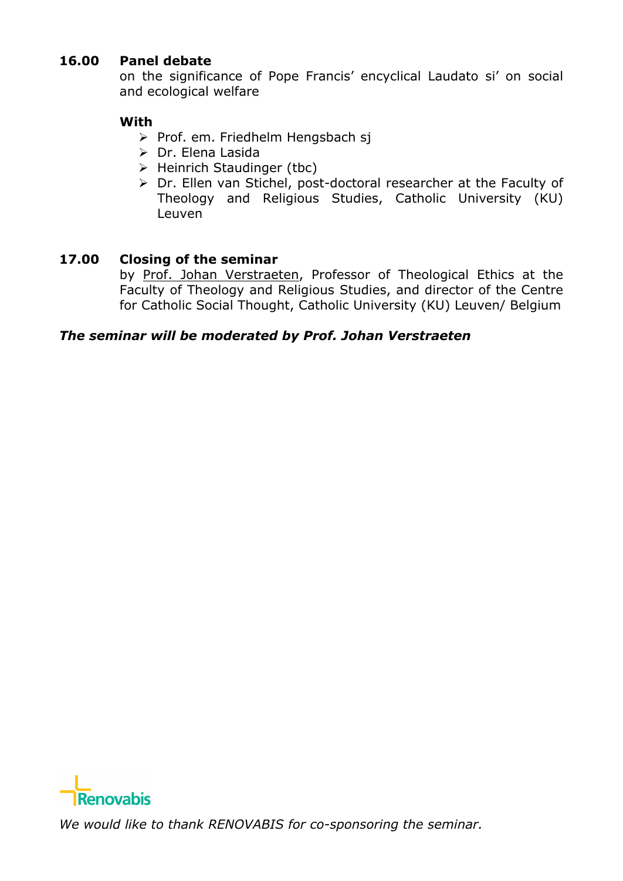**16.00 Panel debate**

on the significance of Pope Francis' encyclical Laudato si' on social and ecological welfare

**With**

- Prof. em. Friedhelm Hengsbach sj
- Dr. Elena Lasida
- Heinrich Staudinger (tbc)
- Dr. Ellen van Stichel, post-doctoral researcher at the Faculty of Theology and Religious Studies, Catholic University (KU) Leuven

**17.00 Closing of the seminar**

by Prof. Johan Verstraeten, Professor of Theological Ethics at the Faculty of Theology and Religious Studies, and director of the Centre for Catholic Social Thought, Catholic University (KU) Leuven/ Belgium

***The seminar will be moderated by Prof. Johan Verstraeten***

Renovabis

*We would like to thank RENOVABIS for co-sponsoring the seminar.*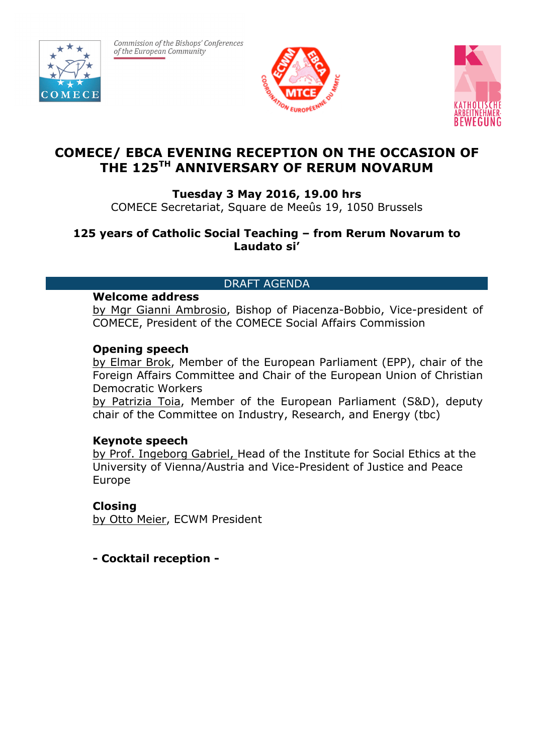Commission of the Bishops' Conferences of the European Community

# COMECE/ EBCA EVENING RECEPTION ON THE OCCASION OF THE 125TH ANNIVERSARY OF RERUM NOVARUM

**Tuesday 3 May 2016, 19.00 hrs**
COMECE Secretariat, Square de Meeûs 19, 1050 Brussels

**125 years of Catholic Social Teaching – from Rerum Novarum to Laudato si'**

## DRAFT AGENDA

**Welcome address**
by Mgr Gianni Ambrosio, Bishop of Piacenza-Bobbio, Vice-president of COMECE, President of the COMECE Social Affairs Commission

**Opening speech**
by Elmar Brok, Member of the European Parliament (EPP), chair of the Foreign Affairs Committee and Chair of the European Union of Christian Democratic Workers
by Patrizia Toia, Member of the European Parliament (S&D), deputy chair of the Committee on Industry, Research, and Energy (tbc)

**Keynote speech**
by Prof. Ingeborg Gabriel, Head of the Institute for Social Ethics at the University of Vienna/Austria and Vice-President of Justice and Peace Europe

**Closing**
by Otto Meier, ECWM President

**- Cocktail reception -**